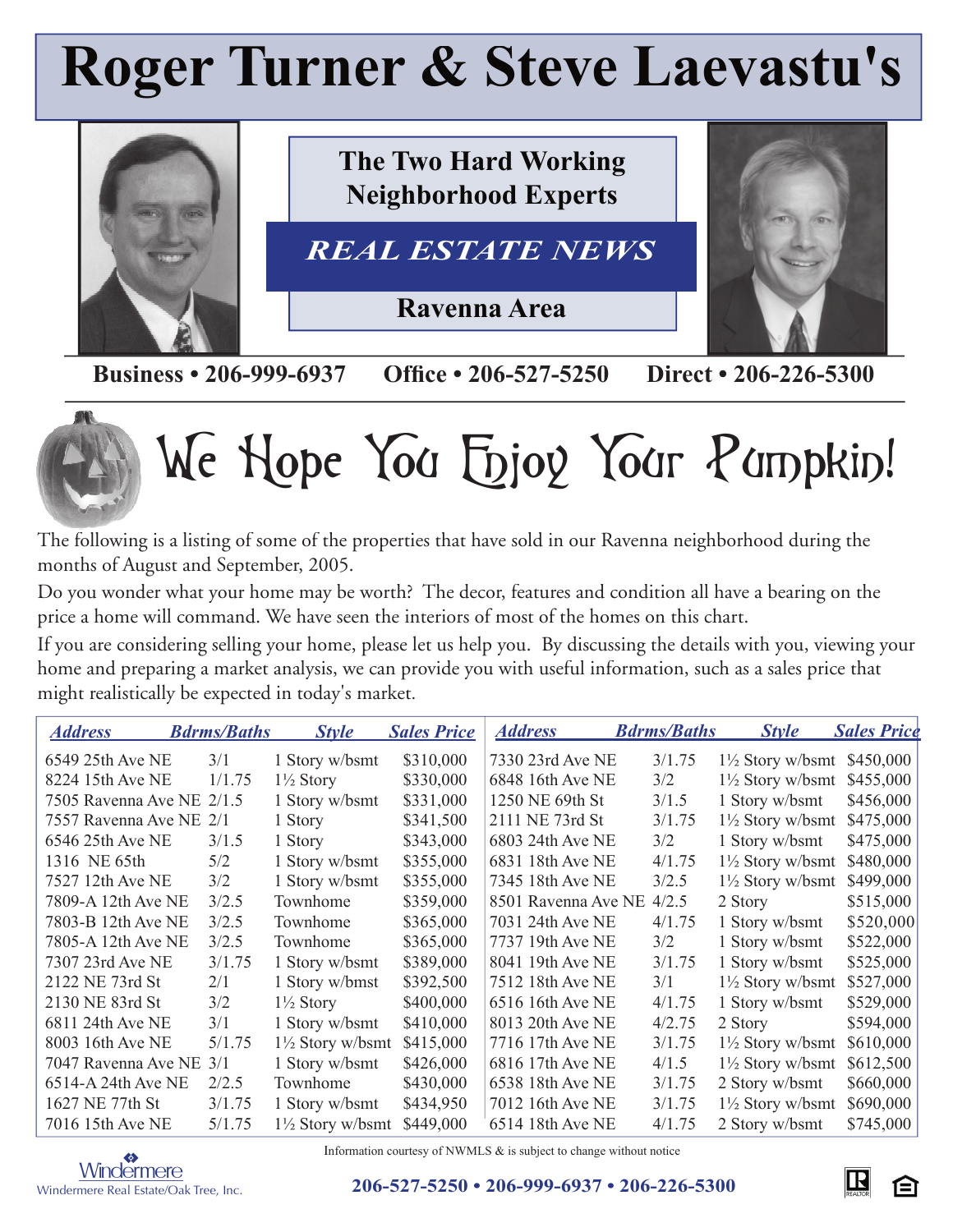# Roger Turner & Steve Laevastu's

## The Two Hard Working Neighborhood Experts

## *REAL ESTATE NEWS*

### Ravenna Area

**Business • 206-999-6937 Office • 206-527-5250 Direct • 206-226-5300**

# We Hope You Enjoy Your Pumpkin!

The following is a listing of some of the properties that have sold in our Ravenna neighborhood during the months of August and September, 2005.

Do you wonder what your home may be worth? The decor, features and condition all have a bearing on the price a home will command. We have seen the interiors of most of the homes on this chart.

If you are considering selling your home, please let us help you. By discussing the details with you, viewing your home and preparing a market analysis, we can provide you with useful information, such as a sales price that might realistically be expected in today's market.

| *Address* | *Bdrms/Baths* | *Style* | *Sales Price* |
|---|---|---|---|
| 6549 25th Ave NE | 3/1 | 1 Story w/bsmt | $310,000 |
| 8224 15th Ave NE | 1/1.75 | 1½ Story | $330,000 |
| 7505 Ravenna Ave NE | 2/1.5 | 1 Story w/bsmt | $331,000 |
| 7557 Ravenna Ave NE | 2/1 | 1 Story | $341,500 |
| 6546 25th Ave NE | 3/1.5 | 1 Story | $343,000 |
| 1316 NE 65th | 5/2 | 1 Story w/bsmt | $355,000 |
| 7527 12th Ave NE | 3/2 | 1 Story w/bsmt | $355,000 |
| 7809-A 12th Ave NE | 3/2.5 | Townhome | $359,000 |
| 7803-B 12th Ave NE | 3/2.5 | Townhome | $365,000 |
| 7805-A 12th Ave NE | 3/2.5 | Townhome | $365,000 |
| 7307 23rd Ave NE | 3/1.75 | 1 Story w/bsmt | $389,000 |
| 2122 NE 73rd St | 2/1 | 1 Story w/bmst | $392,500 |
| 2130 NE 83rd St | 3/2 | 1½ Story | $400,000 |
| 6811 24th Ave NE | 3/1 | 1 Story w/bsmt | $410,000 |
| 8003 16th Ave NE | 5/1.75 | 1½ Story w/bsmt | $415,000 |
| 7047 Ravenna Ave NE | 3/1 | 1 Story w/bsmt | $426,000 |
| 6514-A 24th Ave NE | 2/2.5 | Townhome | $430,000 |
| 1627 NE 77th St | 3/1.75 | 1 Story w/bsmt | $434,950 |
| 7016 15th Ave NE | 5/1.75 | 1½ Story w/bsmt | $449,000 |
| 7330 23rd Ave NE | 3/1.75 | 1½ Story w/bsmt | $450,000 |
| 6848 16th Ave NE | 3/2 | 1½ Story w/bsmt | $455,000 |
| 1250 NE 69th St | 3/1.5 | 1 Story w/bsmt | $456,000 |
| 2111 NE 73rd St | 3/1.75 | 1½ Story w/bsmt | $475,000 |
| 6803 24th Ave NE | 3/2 | 1 Story w/bsmt | $475,000 |
| 6831 18th Ave NE | 4/1.75 | 1½ Story w/bsmt | $480,000 |
| 7345 18th Ave NE | 3/2.5 | 1½ Story w/bsmt | $499,000 |
| 8501 Ravenna Ave NE | 4/2.5 | 2 Story | $515,000 |
| 7031 24th Ave NE | 4/1.75 | 1 Story w/bsmt | $520,000 |
| 7737 19th Ave NE | 3/2 | 1 Story w/bsmt | $522,000 |
| 8041 19th Ave NE | 3/1.75 | 1 Story w/bsmt | $525,000 |
| 7512 18th Ave NE | 3/1 | 1½ Story w/bsmt | $527,000 |
| 6516 16th Ave NE | 4/1.75 | 1 Story w/bsmt | $529,000 |
| 8013 20th Ave NE | 4/2.75 | 2 Story | $594,000 |
| 7716 17th Ave NE | 3/1.75 | 1½ Story w/bsmt | $610,000 |
| 6816 17th Ave NE | 4/1.5 | 1½ Story w/bsmt | $612,500 |
| 6538 18th Ave NE | 3/1.75 | 2 Story w/bsmt | $660,000 |
| 7012 16th Ave NE | 3/1.75 | 1½ Story w/bsmt | $690,000 |
| 6514 18th Ave NE | 4/1.75 | 2 Story w/bsmt | $745,000 |

Information courtesy of NWMLS & is subject to change without notice

Windermere
Windermere Real Estate/Oak Tree, Inc.

**206-527-5250 • 206-999-6937 • 206-226-5300**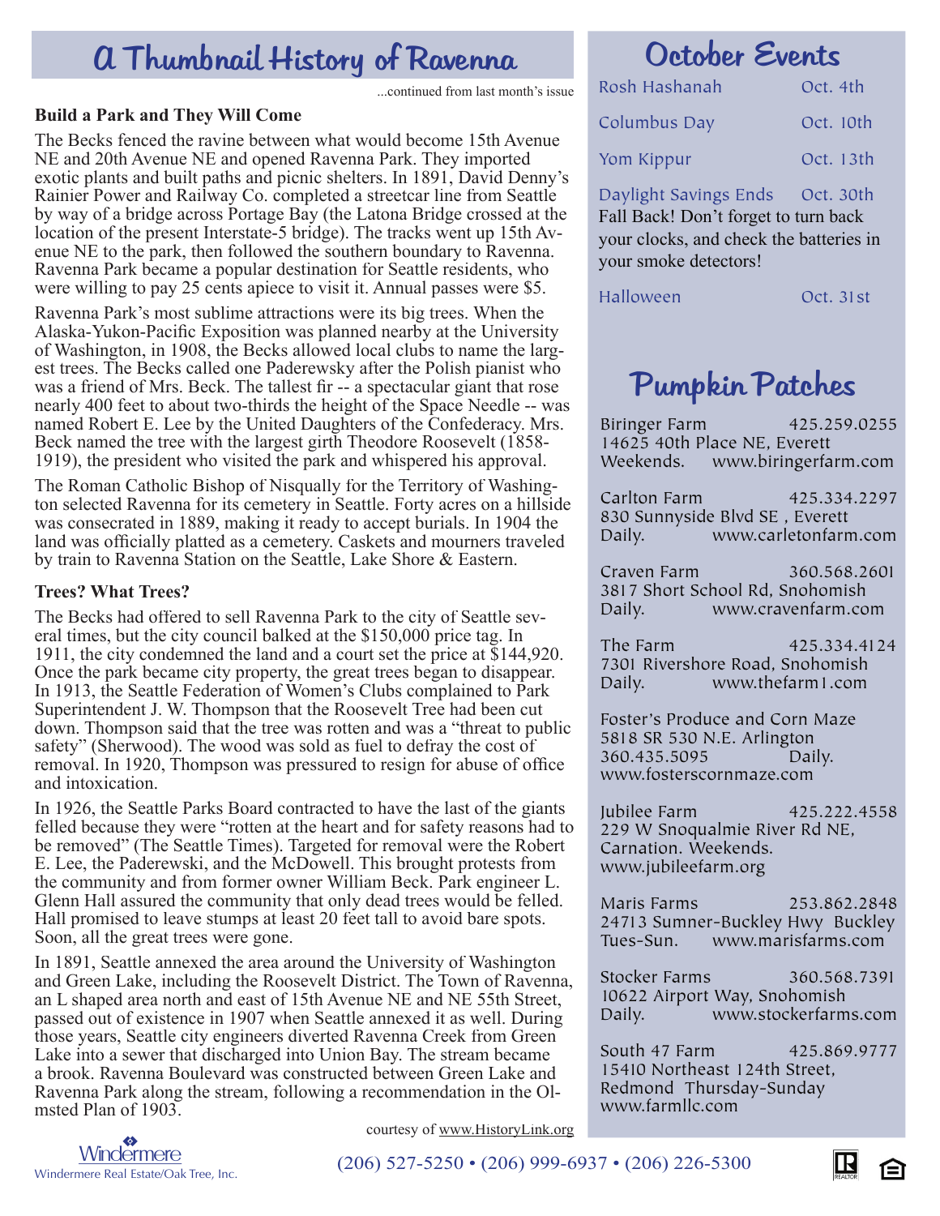# A Thumbnail History of Ravenna

...continued from last month's issue

### Build a Park and They Will Come

The Becks fenced the ravine between what would become 15th Avenue NE and 20th Avenue NE and opened Ravenna Park. They imported exotic plants and built paths and picnic shelters. In 1891, David Denny's Rainier Power and Railway Co. completed a streetcar line from Seattle by way of a bridge across Portage Bay (the Latona Bridge crossed at the location of the present Interstate-5 bridge). The tracks went up 15th Avenue NE to the park, then followed the southern boundary to Ravenna. Ravenna Park became a popular destination for Seattle residents, who were willing to pay 25 cents apiece to visit it. Annual passes were $5.

Ravenna Park's most sublime attractions were its big trees. When the Alaska-Yukon-Pacific Exposition was planned nearby at the University of Washington, in 1908, the Becks allowed local clubs to name the largest trees. The Becks called one Paderewsky after the Polish pianist who was a friend of Mrs. Beck. The tallest fir -- a spectacular giant that rose nearly 400 feet to about two-thirds the height of the Space Needle -- was named Robert E. Lee by the United Daughters of the Confederacy. Mrs. Beck named the tree with the largest girth Theodore Roosevelt (1858-1919), the president who visited the park and whispered his approval.

The Roman Catholic Bishop of Nisqually for the Territory of Washington selected Ravenna for its cemetery in Seattle. Forty acres on a hillside was consecrated in 1889, making it ready to accept burials. In 1904 the land was officially platted as a cemetery. Caskets and mourners traveled by train to Ravenna Station on the Seattle, Lake Shore & Eastern.

### Trees? What Trees?

The Becks had offered to sell Ravenna Park to the city of Seattle several times, but the city council balked at the $150,000 price tag. In 1911, the city condemned the land and a court set the price at $144,920. Once the park became city property, the great trees began to disappear. In 1913, the Seattle Federation of Women's Clubs complained to Park Superintendent J. W. Thompson that the Roosevelt Tree had been cut down. Thompson said that the tree was rotten and was a "threat to public safety" (Sherwood). The wood was sold as fuel to defray the cost of removal. In 1920, Thompson was pressured to resign for abuse of office and intoxication.

In 1926, the Seattle Parks Board contracted to have the last of the giants felled because they were "rotten at the heart and for safety reasons had to be removed" (The Seattle Times). Targeted for removal were the Robert E. Lee, the Paderewski, and the McDowell. This brought protests from the community and from former owner William Beck. Park engineer L. Glenn Hall assured the community that only dead trees would be felled. Hall promised to leave stumps at least 20 feet tall to avoid bare spots. Soon, all the great trees were gone.

In 1891, Seattle annexed the area around the University of Washington and Green Lake, including the Roosevelt District. The Town of Ravenna, an L shaped area north and east of 15th Avenue NE and NE 55th Street, passed out of existence in 1907 when Seattle annexed it as well. During those years, Seattle city engineers diverted Ravenna Creek from Green Lake into a sewer that discharged into Union Bay. The stream became a brook. Ravenna Boulevard was constructed between Green Lake and Ravenna Park along the stream, following a recommendation in the Olmsted Plan of 1903.

courtesy of www.HistoryLink.org

# October Events

| | |
|---|---|
| Rosh Hashanah | Oct. 4th |
| Columbus Day | Oct. 10th |
| Yom Kippur | Oct. 13th |
| Daylight Savings Ends | Oct. 30th |
| Halloween | Oct. 31st |

Daylight Savings Ends, Oct. 30th: Fall Back! Don't forget to turn back your clocks, and check the batteries in your smoke detectors!

# Pumpkin Patches

**Biringer Farm** 425.259.0255
14625 40th Place NE, Everett
Weekends. www.biringerfarm.com

**Carlton Farm** 425.334.2297
830 Sunnyside Blvd SE , Everett
Daily. www.carletonfarm.com

**Craven Farm** 360.568.2601
3817 Short School Rd, Snohomish
Daily. www.cravenfarm.com

**The Farm** 425.334.4124
7301 Rivershore Road, Snohomish
Daily. www.thefarm1.com

**Foster's Produce and Corn Maze**
5818 SR 530 N.E. Arlington
360.435.5095 Daily.
www.fosterscornmaze.com

**Jubilee Farm** 425.222.4558
229 W Snoqualmie River Rd NE, Carnation. Weekends.
www.jubileefarm.org

**Maris Farms** 253.862.2848
24713 Sumner-Buckley Hwy Buckley
Tues-Sun. www.marisfarms.com

**Stocker Farms** 360.568.7391
10622 Airport Way, Snohomish
Daily. www.stockerfarms.com

**South 47 Farm** 425.869.9777
15410 Northeast 124th Street, Redmond Thursday-Sunday
www.farmllc.com

Windermere Real Estate/Oak Tree, Inc.

(206) 527-5250 • (206) 999-6937 • (206) 226-5300